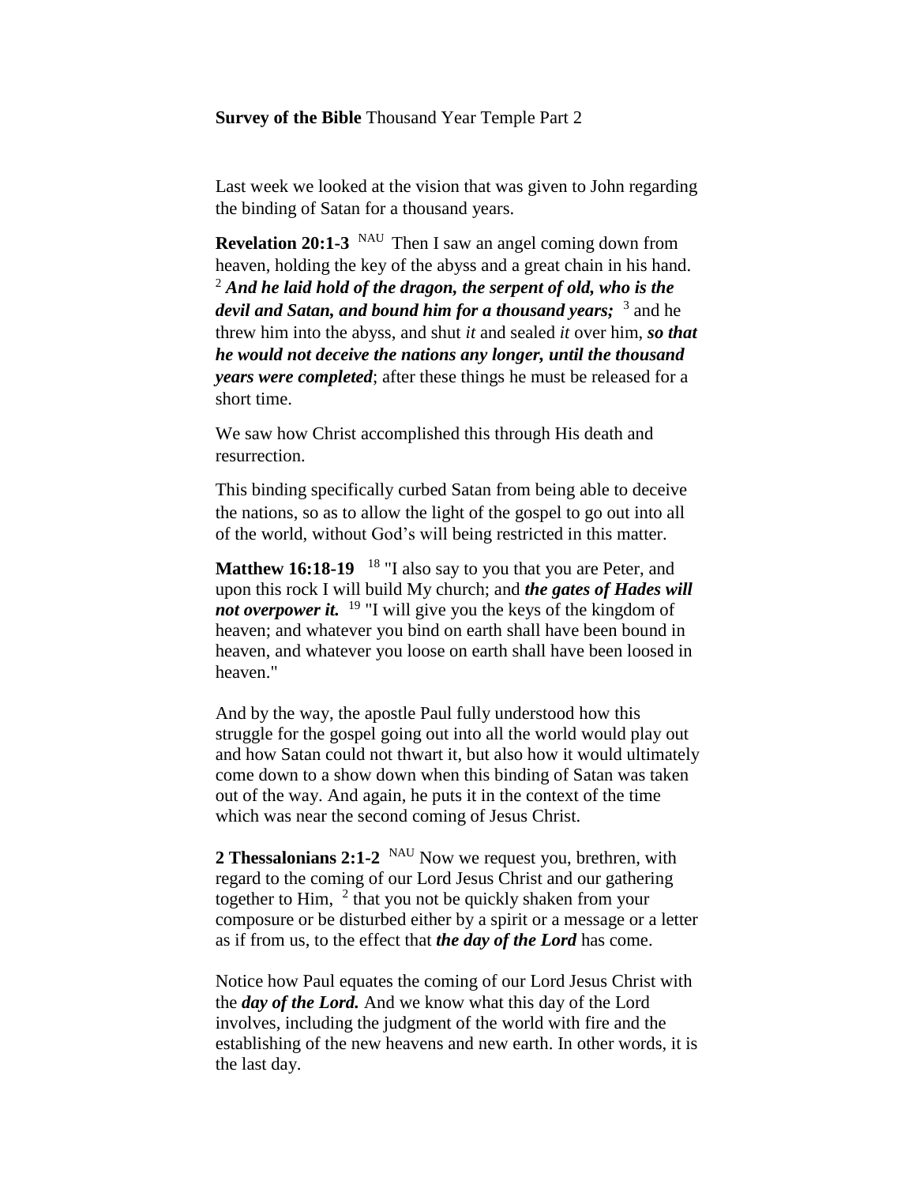**Survey of the Bible** Thousand Year Temple Part 2

Last week we looked at the vision that was given to John regarding the binding of Satan for a thousand years.

**Revelation 20:1-3** NAU Then I saw an angel coming down from heaven, holding the key of the abyss and a great chain in his hand. [2] ***And he laid hold of the dragon, the serpent of old, who is the devil and Satan, and bound him for a thousand years;*** [3] and he threw him into the abyss, and shut *it* and sealed *it* over him, ***so that he would not deceive the nations any longer, until the thousand years were completed***; after these things he must be released for a short time.

We saw how Christ accomplished this through His death and resurrection.

This binding specifically curbed Satan from being able to deceive the nations, so as to allow the light of the gospel to go out into all of the world, without God's will being restricted in this matter.

**Matthew 16:18-19** [18] "I also say to you that you are Peter, and upon this rock I will build My church; and ***the gates of Hades will not overpower it.*** [19] "I will give you the keys of the kingdom of heaven; and whatever you bind on earth shall have been bound in heaven, and whatever you loose on earth shall have been loosed in heaven."

And by the way, the apostle Paul fully understood how this struggle for the gospel going out into all the world would play out and how Satan could not thwart it, but also how it would ultimately come down to a show down when this binding of Satan was taken out of the way. And again, he puts it in the context of the time which was near the second coming of Jesus Christ.

**2 Thessalonians 2:1-2** NAU Now we request you, brethren, with regard to the coming of our Lord Jesus Christ and our gathering together to Him, [2] that you not be quickly shaken from your composure or be disturbed either by a spirit or a message or a letter as if from us, to the effect that ***the day of the Lord*** has come.

Notice how Paul equates the coming of our Lord Jesus Christ with the ***day of the Lord.*** And we know what this day of the Lord involves, including the judgment of the world with fire and the establishing of the new heavens and new earth. In other words, it is the last day.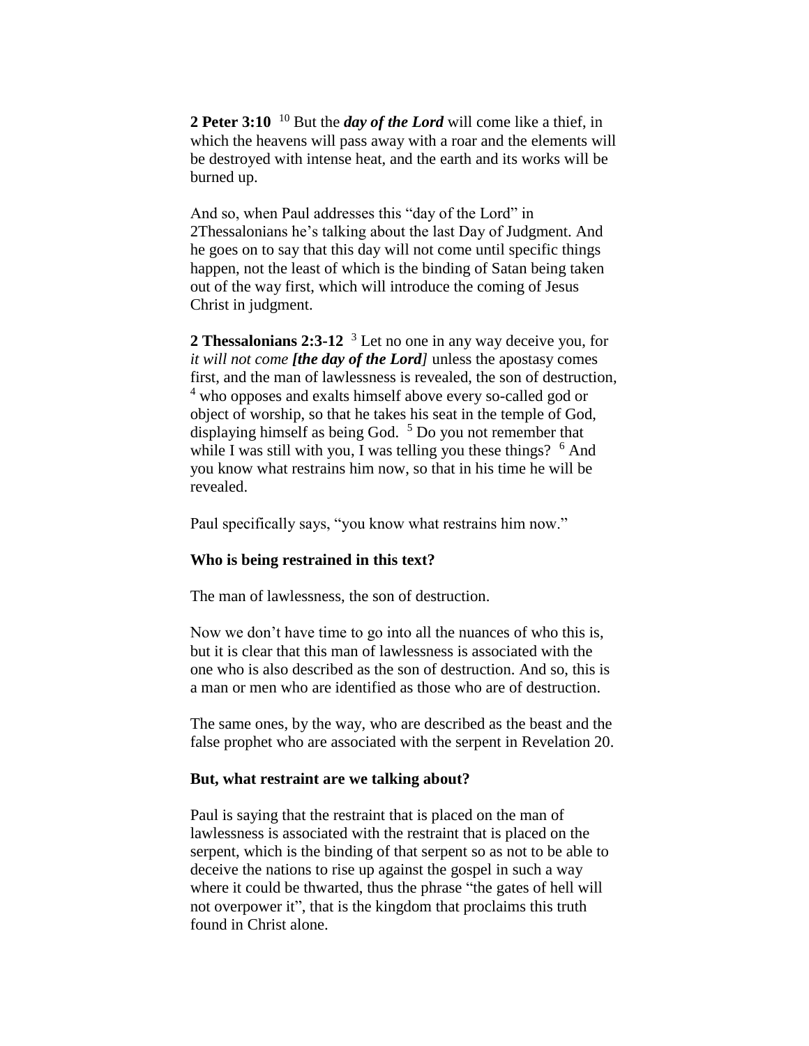**2 Peter 3:10** [10] But the ***day of the Lord*** will come like a thief, in which the heavens will pass away with a roar and the elements will be destroyed with intense heat, and the earth and its works will be burned up.

And so, when Paul addresses this "day of the Lord" in 2Thessalonians he's talking about the last Day of Judgment. And he goes on to say that this day will not come until specific things happen, not the least of which is the binding of Satan being taken out of the way first, which will introduce the coming of Jesus Christ in judgment.

**2 Thessalonians 2:3-12** [3] Let no one in any way deceive you, for *it will not come* ***[the day of the Lord]*** unless the apostasy comes first, and the man of lawlessness is revealed, the son of destruction, [4] who opposes and exalts himself above every so-called god or object of worship, so that he takes his seat in the temple of God, displaying himself as being God. [5] Do you not remember that while I was still with you, I was telling you these things? [6] And you know what restrains him now, so that in his time he will be revealed.

Paul specifically says, "you know what restrains him now."

**Who is being restrained in this text?**

The man of lawlessness, the son of destruction.

Now we don't have time to go into all the nuances of who this is, but it is clear that this man of lawlessness is associated with the one who is also described as the son of destruction. And so, this is a man or men who are identified as those who are of destruction.

The same ones, by the way, who are described as the beast and the false prophet who are associated with the serpent in Revelation 20.

**But, what restraint are we talking about?**

Paul is saying that the restraint that is placed on the man of lawlessness is associated with the restraint that is placed on the serpent, which is the binding of that serpent so as not to be able to deceive the nations to rise up against the gospel in such a way where it could be thwarted, thus the phrase "the gates of hell will not overpower it", that is the kingdom that proclaims this truth found in Christ alone.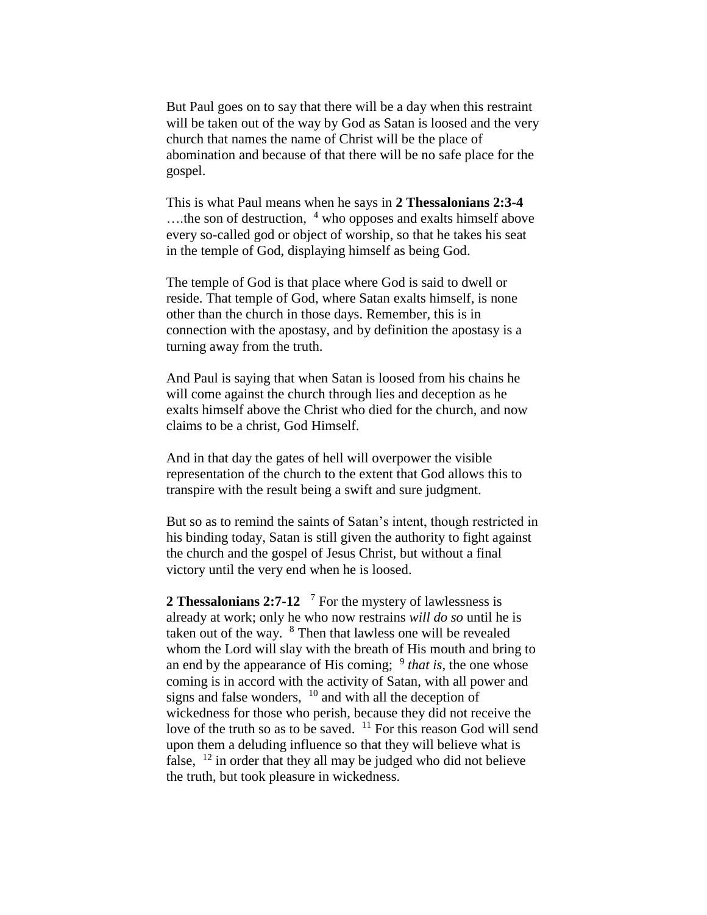But Paul goes on to say that there will be a day when this restraint will be taken out of the way by God as Satan is loosed and the very church that names the name of Christ will be the place of abomination and because of that there will be no safe place for the gospel.

This is what Paul means when he says in **2 Thessalonians 2:3-4** ….the son of destruction, [4] who opposes and exalts himself above every so-called god or object of worship, so that he takes his seat in the temple of God, displaying himself as being God.

The temple of God is that place where God is said to dwell or reside. That temple of God, where Satan exalts himself, is none other than the church in those days. Remember, this is in connection with the apostasy, and by definition the apostasy is a turning away from the truth.

And Paul is saying that when Satan is loosed from his chains he will come against the church through lies and deception as he exalts himself above the Christ who died for the church, and now claims to be a christ, God Himself.

And in that day the gates of hell will overpower the visible representation of the church to the extent that God allows this to transpire with the result being a swift and sure judgment.

But so as to remind the saints of Satan's intent, though restricted in his binding today, Satan is still given the authority to fight against the church and the gospel of Jesus Christ, but without a final victory until the very end when he is loosed.

**2 Thessalonians 2:7-12** [7] For the mystery of lawlessness is already at work; only he who now restrains *will do so* until he is taken out of the way. [8] Then that lawless one will be revealed whom the Lord will slay with the breath of His mouth and bring to an end by the appearance of His coming; [9] *that is*, the one whose coming is in accord with the activity of Satan, with all power and signs and false wonders, [10] and with all the deception of wickedness for those who perish, because they did not receive the love of the truth so as to be saved. [11] For this reason God will send upon them a deluding influence so that they will believe what is false, [12] in order that they all may be judged who did not believe the truth, but took pleasure in wickedness.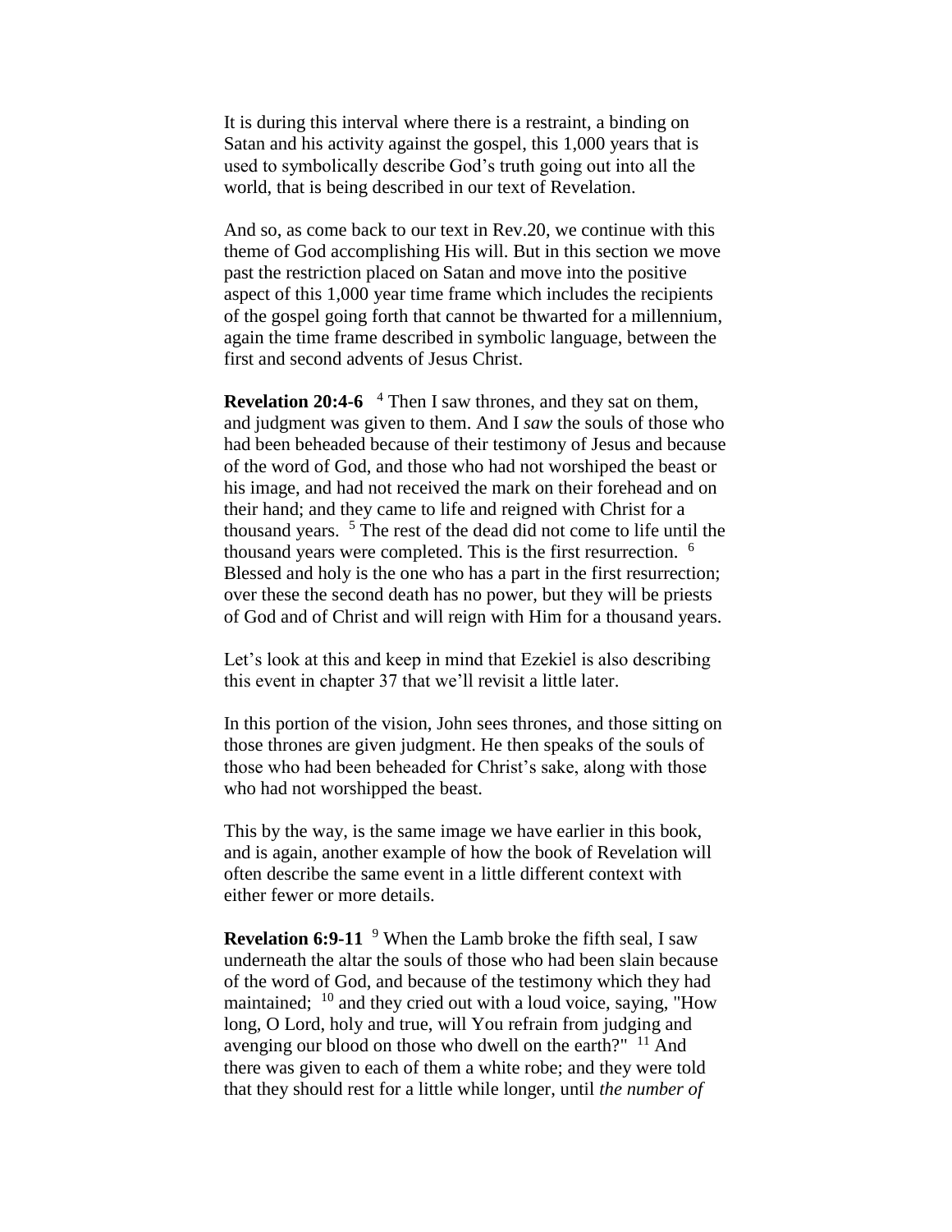It is during this interval where there is a restraint, a binding on Satan and his activity against the gospel, this 1,000 years that is used to symbolically describe God's truth going out into all the world, that is being described in our text of Revelation.

And so, as come back to our text in Rev.20, we continue with this theme of God accomplishing His will. But in this section we move past the restriction placed on Satan and move into the positive aspect of this 1,000 year time frame which includes the recipients of the gospel going forth that cannot be thwarted for a millennium, again the time frame described in symbolic language, between the first and second advents of Jesus Christ.

**Revelation 20:4-6** [4] Then I saw thrones, and they sat on them, and judgment was given to them. And I *saw* the souls of those who had been beheaded because of their testimony of Jesus and because of the word of God, and those who had not worshiped the beast or his image, and had not received the mark on their forehead and on their hand; and they came to life and reigned with Christ for a thousand years. [5] The rest of the dead did not come to life until the thousand years were completed. This is the first resurrection. [6] Blessed and holy is the one who has a part in the first resurrection; over these the second death has no power, but they will be priests of God and of Christ and will reign with Him for a thousand years.

Let's look at this and keep in mind that Ezekiel is also describing this event in chapter 37 that we'll revisit a little later.

In this portion of the vision, John sees thrones, and those sitting on those thrones are given judgment. He then speaks of the souls of those who had been beheaded for Christ's sake, along with those who had not worshipped the beast.

This by the way, is the same image we have earlier in this book, and is again, another example of how the book of Revelation will often describe the same event in a little different context with either fewer or more details.

**Revelation 6:9-11** [9] When the Lamb broke the fifth seal, I saw underneath the altar the souls of those who had been slain because of the word of God, and because of the testimony which they had maintained; [10] and they cried out with a loud voice, saying, "How long, O Lord, holy and true, will You refrain from judging and avenging our blood on those who dwell on the earth?" [11] And there was given to each of them a white robe; and they were told that they should rest for a little while longer, until *the number of*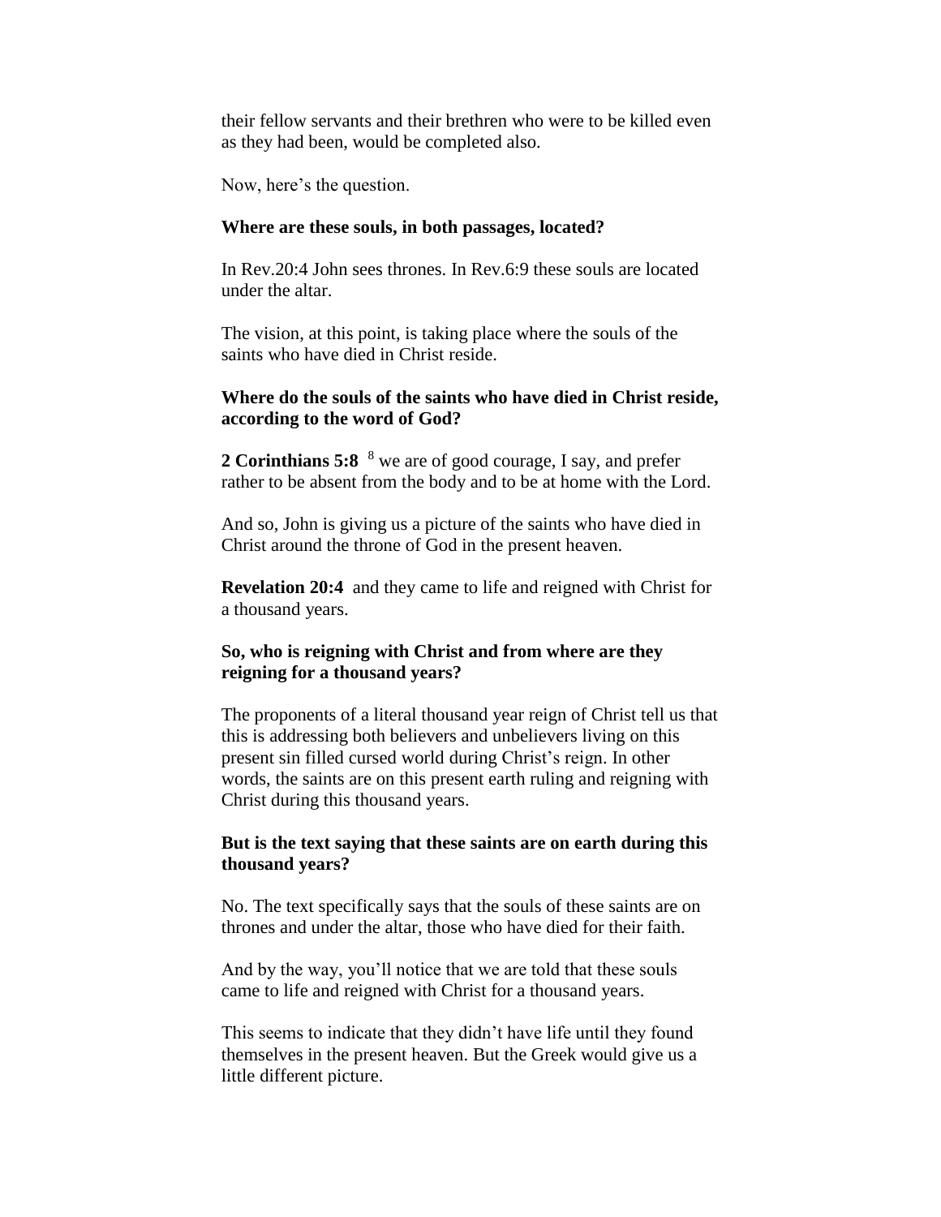their fellow servants and their brethren who were to be killed even as they had been, would be completed also.

Now, here's the question.

**Where are these souls, in both passages, located?**

In Rev.20:4 John sees thrones. In Rev.6:9 these souls are located under the altar.

The vision, at this point, is taking place where the souls of the saints who have died in Christ reside.

**Where do the souls of the saints who have died in Christ reside, according to the word of God?**

**2 Corinthians 5:8** [8] we are of good courage, I say, and prefer rather to be absent from the body and to be at home with the Lord.

And so, John is giving us a picture of the saints who have died in Christ around the throne of God in the present heaven.

**Revelation 20:4** and they came to life and reigned with Christ for a thousand years.

**So, who is reigning with Christ and from where are they reigning for a thousand years?**

The proponents of a literal thousand year reign of Christ tell us that this is addressing both believers and unbelievers living on this present sin filled cursed world during Christ's reign. In other words, the saints are on this present earth ruling and reigning with Christ during this thousand years.

**But is the text saying that these saints are on earth during this thousand years?**

No. The text specifically says that the souls of these saints are on thrones and under the altar, those who have died for their faith.

And by the way, you'll notice that we are told that these souls came to life and reigned with Christ for a thousand years.

This seems to indicate that they didn't have life until they found themselves in the present heaven. But the Greek would give us a little different picture.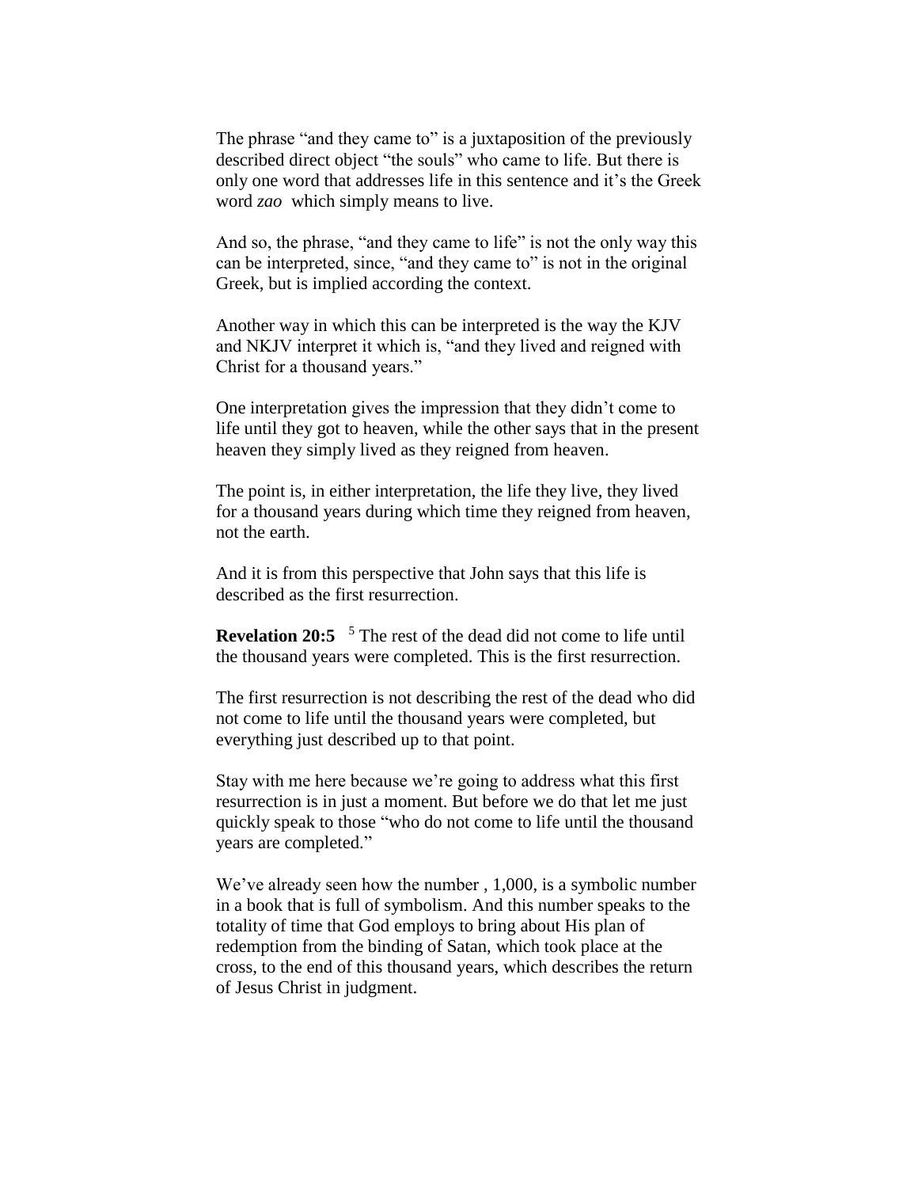The phrase "and they came to" is a juxtaposition of the previously described direct object "the souls" who came to life. But there is only one word that addresses life in this sentence and it's the Greek word *zao* which simply means to live.

And so, the phrase, "and they came to life" is not the only way this can be interpreted, since, "and they came to" is not in the original Greek, but is implied according the context.

Another way in which this can be interpreted is the way the KJV and NKJV interpret it which is, "and they lived and reigned with Christ for a thousand years."

One interpretation gives the impression that they didn't come to life until they got to heaven, while the other says that in the present heaven they simply lived as they reigned from heaven.

The point is, in either interpretation, the life they live, they lived for a thousand years during which time they reigned from heaven, not the earth.

And it is from this perspective that John says that this life is described as the first resurrection.

**Revelation 20:5** [5] The rest of the dead did not come to life until the thousand years were completed. This is the first resurrection.

The first resurrection is not describing the rest of the dead who did not come to life until the thousand years were completed, but everything just described up to that point.

Stay with me here because we're going to address what this first resurrection is in just a moment. But before we do that let me just quickly speak to those "who do not come to life until the thousand years are completed."

We've already seen how the number , 1,000, is a symbolic number in a book that is full of symbolism. And this number speaks to the totality of time that God employs to bring about His plan of redemption from the binding of Satan, which took place at the cross, to the end of this thousand years, which describes the return of Jesus Christ in judgment.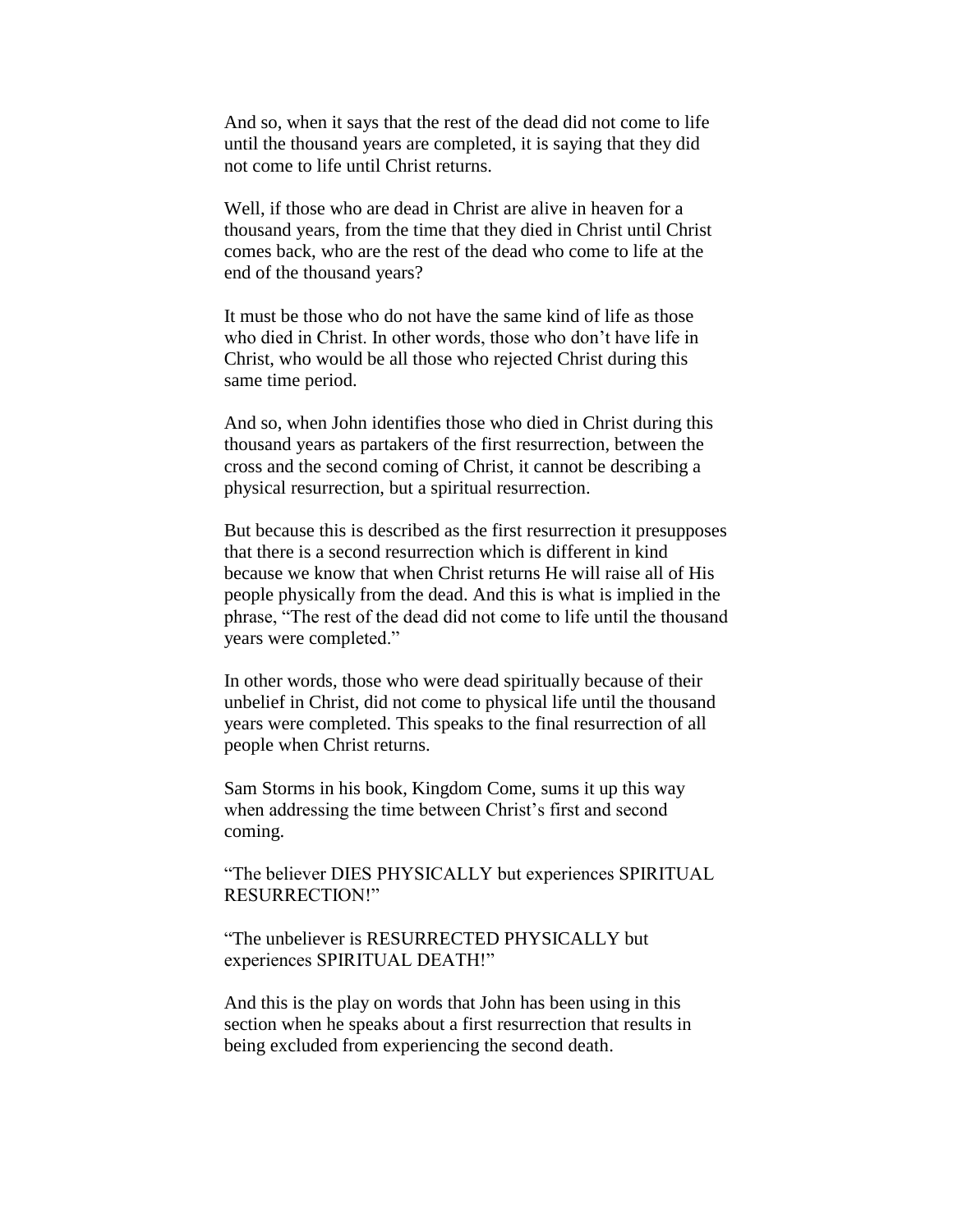And so, when it says that the rest of the dead did not come to life until the thousand years are completed, it is saying that they did not come to life until Christ returns.

Well, if those who are dead in Christ are alive in heaven for a thousand years, from the time that they died in Christ until Christ comes back, who are the rest of the dead who come to life at the end of the thousand years?

It must be those who do not have the same kind of life as those who died in Christ. In other words, those who don't have life in Christ, who would be all those who rejected Christ during this same time period.

And so, when John identifies those who died in Christ during this thousand years as partakers of the first resurrection, between the cross and the second coming of Christ, it cannot be describing a physical resurrection, but a spiritual resurrection.

But because this is described as the first resurrection it presupposes that there is a second resurrection which is different in kind because we know that when Christ returns He will raise all of His people physically from the dead. And this is what is implied in the phrase, "The rest of the dead did not come to life until the thousand years were completed."

In other words, those who were dead spiritually because of their unbelief in Christ, did not come to physical life until the thousand years were completed. This speaks to the final resurrection of all people when Christ returns.

Sam Storms in his book, Kingdom Come, sums it up this way when addressing the time between Christ's first and second coming.

"The believer DIES PHYSICALLY but experiences SPIRITUAL RESURRECTION!"

"The unbeliever is RESURRECTED PHYSICALLY but experiences SPIRITUAL DEATH!"

And this is the play on words that John has been using in this section when he speaks about a first resurrection that results in being excluded from experiencing the second death.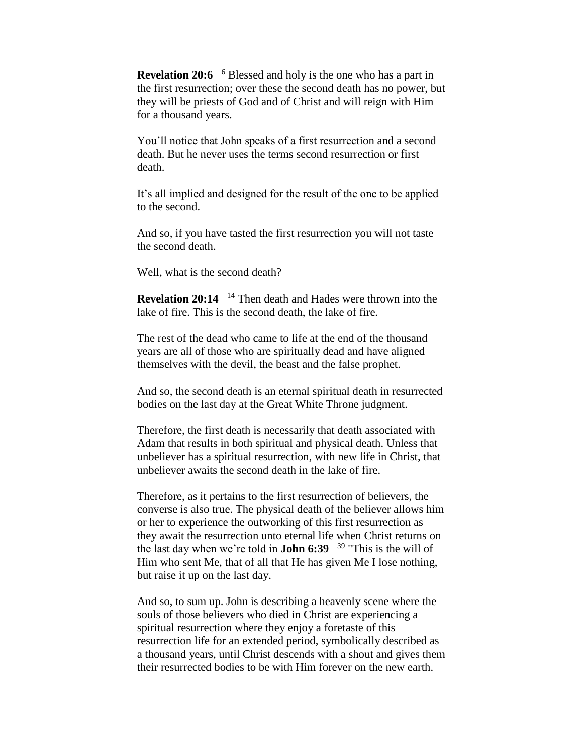**Revelation 20:6** [6] Blessed and holy is the one who has a part in the first resurrection; over these the second death has no power, but they will be priests of God and of Christ and will reign with Him for a thousand years.

You'll notice that John speaks of a first resurrection and a second death. But he never uses the terms second resurrection or first death.

It's all implied and designed for the result of the one to be applied to the second.

And so, if you have tasted the first resurrection you will not taste the second death.

Well, what is the second death?

**Revelation 20:14** [14] Then death and Hades were thrown into the lake of fire. This is the second death, the lake of fire.

The rest of the dead who came to life at the end of the thousand years are all of those who are spiritually dead and have aligned themselves with the devil, the beast and the false prophet.

And so, the second death is an eternal spiritual death in resurrected bodies on the last day at the Great White Throne judgment.

Therefore, the first death is necessarily that death associated with Adam that results in both spiritual and physical death. Unless that unbeliever has a spiritual resurrection, with new life in Christ, that unbeliever awaits the second death in the lake of fire.

Therefore, as it pertains to the first resurrection of believers, the converse is also true. The physical death of the believer allows him or her to experience the outworking of this first resurrection as they await the resurrection unto eternal life when Christ returns on the last day when we're told in **John 6:39** [39] "This is the will of Him who sent Me, that of all that He has given Me I lose nothing, but raise it up on the last day.

And so, to sum up. John is describing a heavenly scene where the souls of those believers who died in Christ are experiencing a spiritual resurrection where they enjoy a foretaste of this resurrection life for an extended period, symbolically described as a thousand years, until Christ descends with a shout and gives them their resurrected bodies to be with Him forever on the new earth.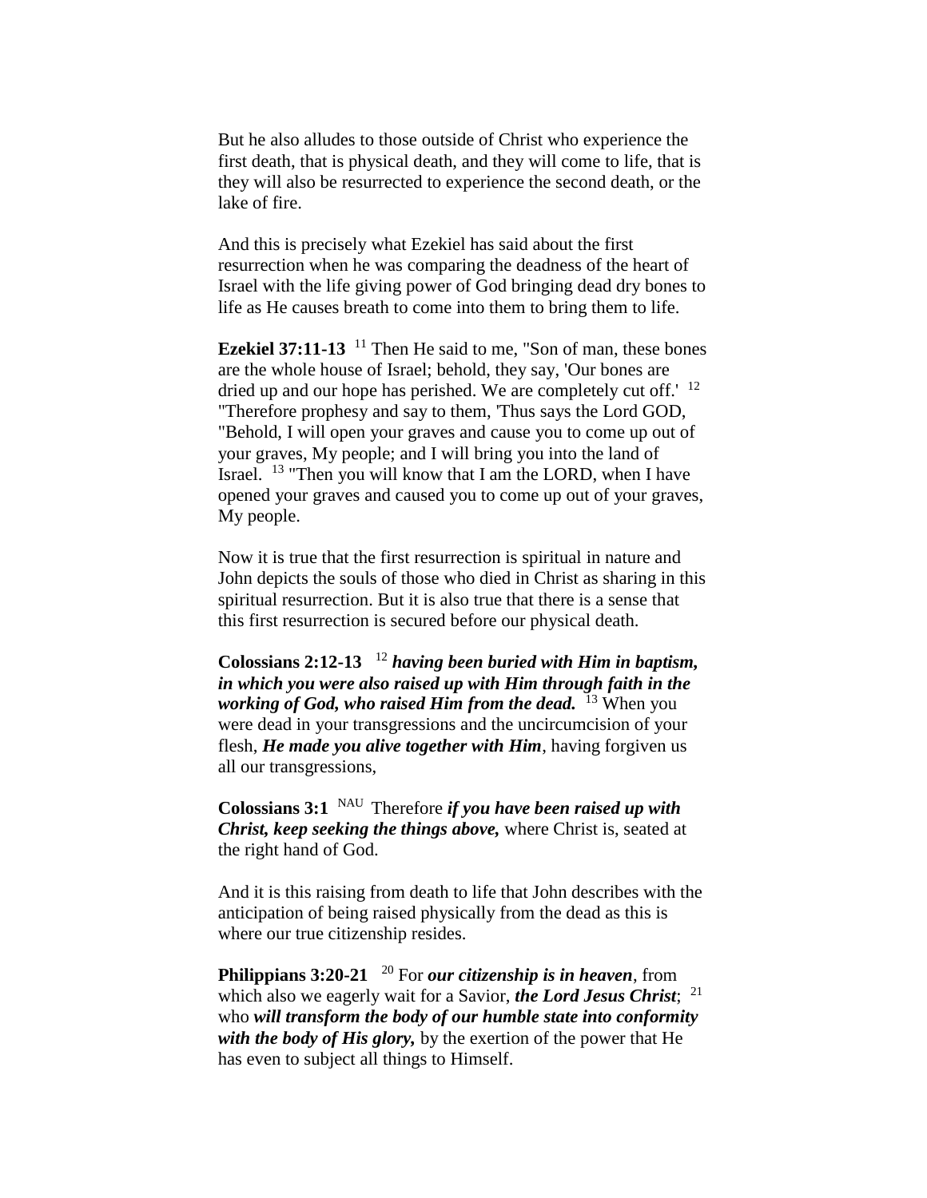But he also alludes to those outside of Christ who experience the first death, that is physical death, and they will come to life, that is they will also be resurrected to experience the second death, or the lake of fire.

And this is precisely what Ezekiel has said about the first resurrection when he was comparing the deadness of the heart of Israel with the life giving power of God bringing dead dry bones to life as He causes breath to come into them to bring them to life.

**Ezekiel 37:11-13** [11] Then He said to me, "Son of man, these bones are the whole house of Israel; behold, they say, 'Our bones are dried up and our hope has perished. We are completely cut off.' [12] "Therefore prophesy and say to them, 'Thus says the Lord GOD, "Behold, I will open your graves and cause you to come up out of your graves, My people; and I will bring you into the land of Israel. [13] "Then you will know that I am the LORD, when I have opened your graves and caused you to come up out of your graves, My people.

Now it is true that the first resurrection is spiritual in nature and John depicts the souls of those who died in Christ as sharing in this spiritual resurrection. But it is also true that there is a sense that this first resurrection is secured before our physical death.

**Colossians 2:12-13** [12] ***having been buried with Him in baptism, in which you were also raised up with Him through faith in the working of God, who raised Him from the dead.*** [13] When you were dead in your transgressions and the uncircumcision of your flesh, ***He made you alive together with Him***, having forgiven us all our transgressions,

**Colossians 3:1** [NAU] Therefore ***if you have been raised up with Christ, keep seeking the things above,*** where Christ is, seated at the right hand of God.

And it is this raising from death to life that John describes with the anticipation of being raised physically from the dead as this is where our true citizenship resides.

**Philippians 3:20-21** [20] For ***our citizenship is in heaven***, from which also we eagerly wait for a Savior, ***the Lord Jesus Christ***; [21] who ***will transform the body of our humble state into conformity with the body of His glory,*** by the exertion of the power that He has even to subject all things to Himself.